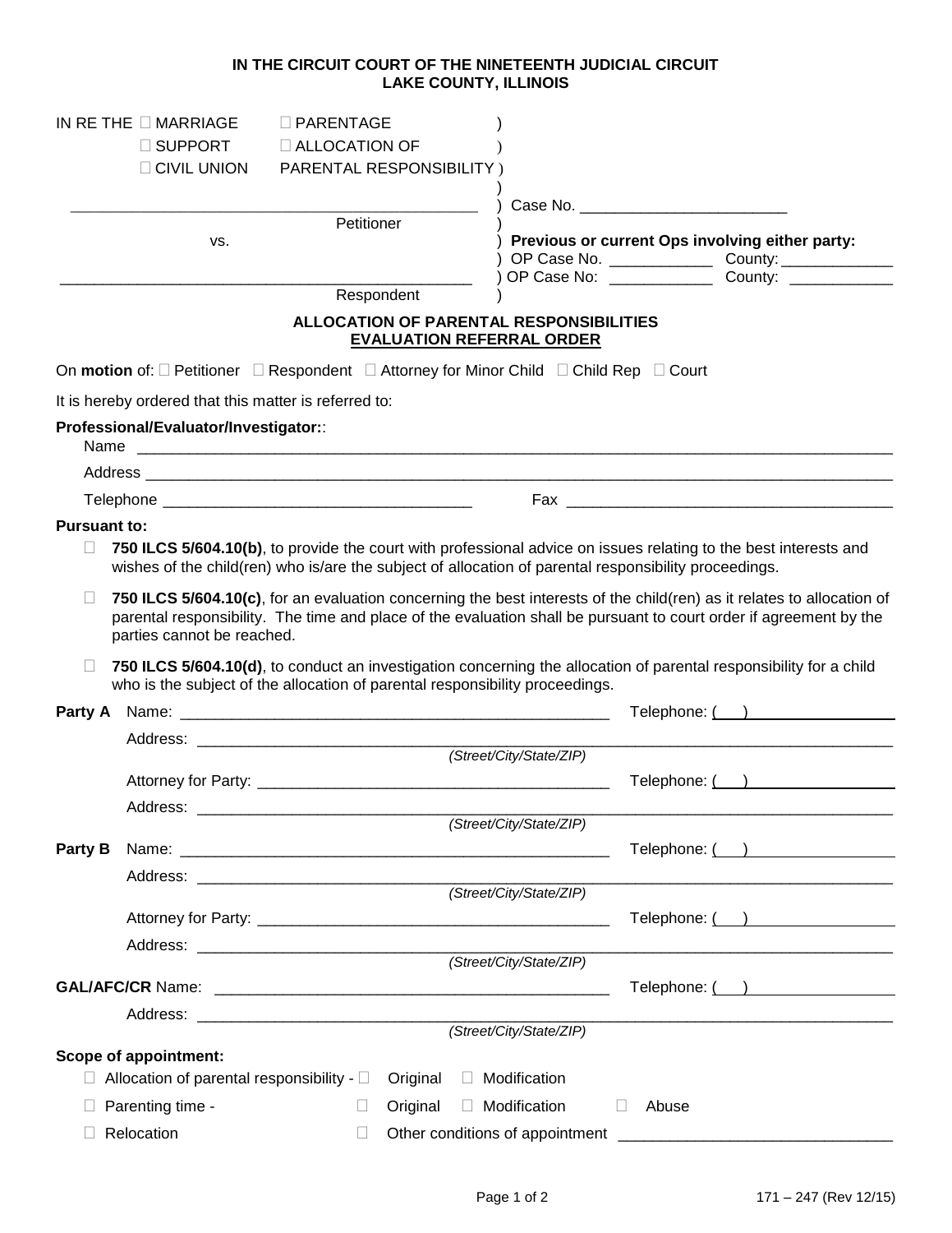**IN THE CIRCUIT COURT OF THE NINETEENTH JUDICIAL CIRCUIT**
**LAKE COUNTY, ILLINOIS**

IN RE THE ☐ MARRIAGE ☐ PARENTAGE
☐ SUPPORT ☐ ALLOCATION OF
☐ CIVIL UNION PARENTAL RESPONSIBILITY

\_\_\_\_\_\_\_\_\_\_\_\_\_\_\_\_\_\_\_\_\_\_\_\_\_\_\_\_\_\_\_\_\_\_\_\_\_\_\_\_\_\_\_\_\_\_
Petitioner

vs.

\_\_\_\_\_\_\_\_\_\_\_\_\_\_\_\_\_\_\_\_\_\_\_\_\_\_\_\_\_\_\_\_\_\_\_\_\_\_\_\_\_\_\_\_\_\_
Respondent

Case No. \_\_\_\_\_\_\_\_\_\_\_\_\_\_\_\_\_\_\_\_\_\_\_\_

**Previous or current Ops involving either party:**
OP Case No. \_\_\_\_\_\_\_\_\_\_\_\_ County: \_\_\_\_\_\_\_\_\_\_\_\_\_
OP Case No: \_\_\_\_\_\_\_\_\_\_\_\_ County: \_\_\_\_\_\_\_\_\_\_\_\_

## ALLOCATION OF PARENTAL RESPONSIBILITIES EVALUATION REFERRAL ORDER

On **motion** of: ☐ Petitioner ☐ Respondent ☐ Attorney for Minor Child ☐ Child Rep ☐ Court

It is hereby ordered that this matter is referred to:

**Professional/Evaluator/Investigator:**:

Name \_\_\_\_\_\_\_\_\_\_\_\_\_\_\_\_\_\_\_\_\_\_\_\_\_\_\_\_\_\_\_\_\_\_\_\_\_\_\_\_\_\_\_\_\_\_\_\_\_\_\_\_\_\_\_\_\_\_\_\_\_\_\_\_\_\_\_\_\_\_\_\_\_\_\_\_\_\_\_\_\_\_\_\_\_\_

Address \_\_\_\_\_\_\_\_\_\_\_\_\_\_\_\_\_\_\_\_\_\_\_\_\_\_\_\_\_\_\_\_\_\_\_\_\_\_\_\_\_\_\_\_\_\_\_\_\_\_\_\_\_\_\_\_\_\_\_\_\_\_\_\_\_\_\_\_\_\_\_\_\_\_\_\_\_\_\_\_\_\_\_\_

Telephone \_\_\_\_\_\_\_\_\_\_\_\_\_\_\_\_\_\_\_\_\_\_\_\_\_\_\_\_\_\_\_\_\_\_\_\_ Fax \_\_\_\_\_\_\_\_\_\_\_\_\_\_\_\_\_\_\_\_\_\_\_\_\_\_\_\_\_\_\_\_\_\_\_\_\_\_\_

**Pursuant to:**

☐ **750 ILCS 5/604.10(b)**, to provide the court with professional advice on issues relating to the best interests and wishes of the child(ren) who is/are the subject of allocation of parental responsibility proceedings.

☐ **750 ILCS 5/604.10(c)**, for an evaluation concerning the best interests of the child(ren) as it relates to allocation of parental responsibility. The time and place of the evaluation shall be pursuant to court order if agreement by the parties cannot be reached.

☐ **750 ILCS 5/604.10(d)**, to conduct an investigation concerning the allocation of parental responsibility for a child who is the subject of the allocation of parental responsibility proceedings.

**Party A** Name: \_\_\_\_\_\_\_\_\_\_\_\_\_\_\_\_\_\_\_\_\_\_\_\_\_\_\_\_\_\_\_\_\_\_\_\_\_\_\_\_\_\_\_\_\_\_\_\_\_\_ Telephone: ( )

Address: \_\_\_\_\_\_\_\_\_\_\_\_\_\_\_\_\_\_\_\_\_\_\_\_\_\_\_\_\_\_\_\_\_\_\_\_\_\_\_\_\_\_\_\_\_\_\_\_\_\_\_\_\_\_\_\_\_\_\_\_\_\_\_\_\_\_\_\_\_\_\_\_\_\_\_\_\_\_\_\_
*(Street/City/State/ZIP)*

Attorney for Party: \_\_\_\_\_\_\_\_\_\_\_\_\_\_\_\_\_\_\_\_\_\_\_\_\_\_\_\_\_\_\_\_\_\_\_\_\_\_\_\_\_\_ Telephone: ( )

Address: \_\_\_\_\_\_\_\_\_\_\_\_\_\_\_\_\_\_\_\_\_\_\_\_\_\_\_\_\_\_\_\_\_\_\_\_\_\_\_\_\_\_\_\_\_\_\_\_\_\_\_\_\_\_\_\_\_\_\_\_\_\_\_\_\_\_\_\_\_\_\_\_\_\_\_\_\_\_\_\_
*(Street/City/State/ZIP)*

**Party B** Name: \_\_\_\_\_\_\_\_\_\_\_\_\_\_\_\_\_\_\_\_\_\_\_\_\_\_\_\_\_\_\_\_\_\_\_\_\_\_\_\_\_\_\_\_\_\_\_\_\_\_ Telephone: ( )

Address: \_\_\_\_\_\_\_\_\_\_\_\_\_\_\_\_\_\_\_\_\_\_\_\_\_\_\_\_\_\_\_\_\_\_\_\_\_\_\_\_\_\_\_\_\_\_\_\_\_\_\_\_\_\_\_\_\_\_\_\_\_\_\_\_\_\_\_\_\_\_\_\_\_\_\_\_\_\_\_\_
*(Street/City/State/ZIP)*

Attorney for Party: \_\_\_\_\_\_\_\_\_\_\_\_\_\_\_\_\_\_\_\_\_\_\_\_\_\_\_\_\_\_\_\_\_\_\_\_\_\_\_\_\_\_ Telephone: ( )

Address: \_\_\_\_\_\_\_\_\_\_\_\_\_\_\_\_\_\_\_\_\_\_\_\_\_\_\_\_\_\_\_\_\_\_\_\_\_\_\_\_\_\_\_\_\_\_\_\_\_\_\_\_\_\_\_\_\_\_\_\_\_\_\_\_\_\_\_\_\_\_\_\_\_\_\_\_\_\_\_\_
*(Street/City/State/ZIP)*

**GAL/AFC/CR** Name: \_\_\_\_\_\_\_\_\_\_\_\_\_\_\_\_\_\_\_\_\_\_\_\_\_\_\_\_\_\_\_\_\_\_\_\_\_\_\_\_\_\_\_\_\_\_\_\_ Telephone: ( )

Address: \_\_\_\_\_\_\_\_\_\_\_\_\_\_\_\_\_\_\_\_\_\_\_\_\_\_\_\_\_\_\_\_\_\_\_\_\_\_\_\_\_\_\_\_\_\_\_\_\_\_\_\_\_\_\_\_\_\_\_\_\_\_\_\_\_\_\_\_\_\_\_\_\_\_\_\_\_\_\_\_
*(Street/City/State/ZIP)*

**Scope of appointment:**

☐ Allocation of parental responsibility - ☐ Original ☐ Modification

☐ Parenting time - ☐ Original ☐ Modification ☐ Abuse

☐ Relocation ☐ Other conditions of appointment \_\_\_\_\_\_\_\_\_\_\_\_\_\_\_\_\_\_\_\_\_\_\_\_\_\_\_\_\_\_\_

171 – 247 (Rev 12/15)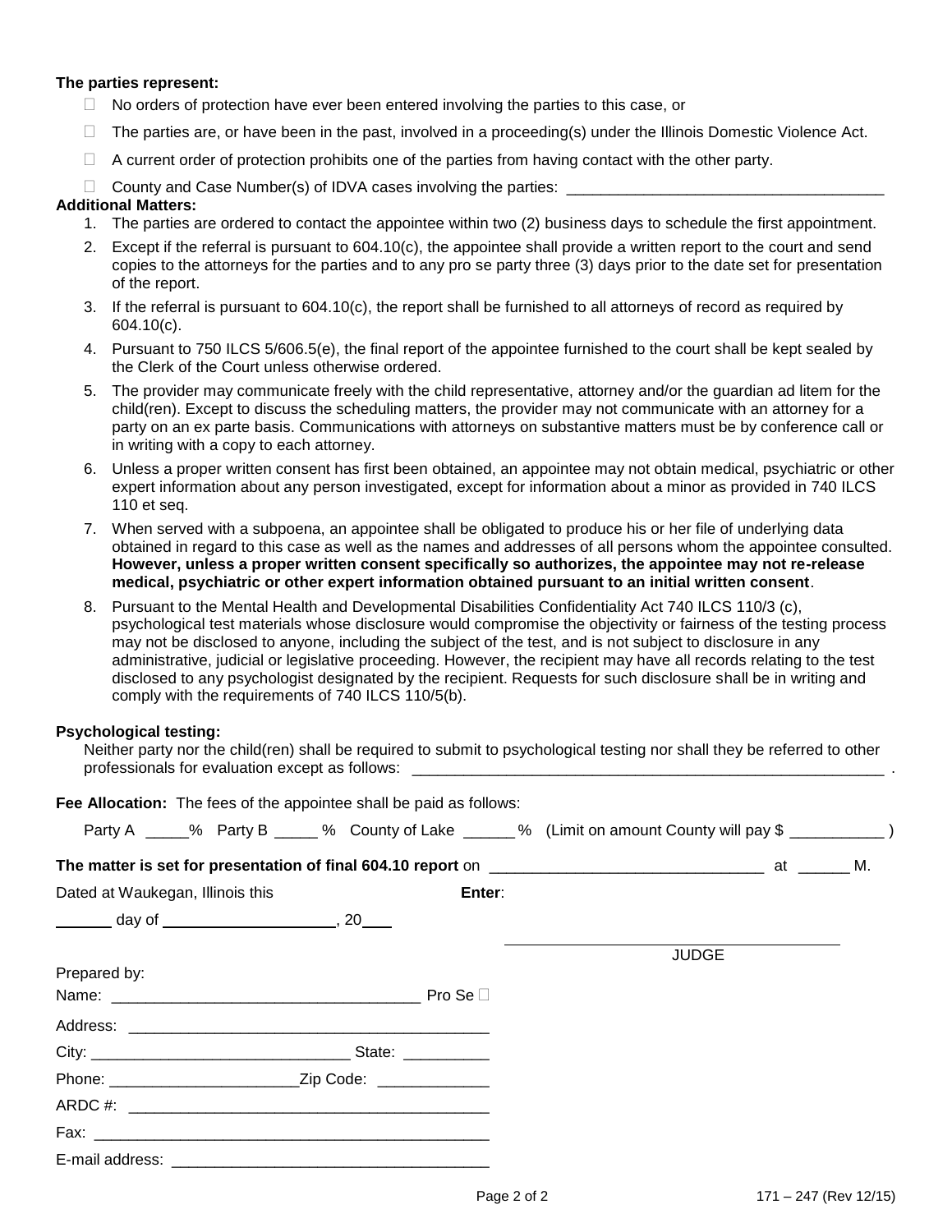**The parties represent:**

- ☐ No orders of protection have ever been entered involving the parties to this case, or
- ☐ The parties are, or have been in the past, involved in a proceeding(s) under the Illinois Domestic Violence Act.
- ☐ A current order of protection prohibits one of the parties from having contact with the other party.
- ☐ County and Case Number(s) of IDVA cases involving the parties: ______________________________________

**Additional Matters:**

1. The parties are ordered to contact the appointee within two (2) business days to schedule the first appointment.
2. Except if the referral is pursuant to 604.10(c), the appointee shall provide a written report to the court and send copies to the attorneys for the parties and to any pro se party three (3) days prior to the date set for presentation of the report.
3. If the referral is pursuant to 604.10(c), the report shall be furnished to all attorneys of record as required by 604.10(c).
4. Pursuant to 750 ILCS 5/606.5(e), the final report of the appointee furnished to the court shall be kept sealed by the Clerk of the Court unless otherwise ordered.
5. The provider may communicate freely with the child representative, attorney and/or the guardian ad litem for the child(ren). Except to discuss the scheduling matters, the provider may not communicate with an attorney for a party on an ex parte basis. Communications with attorneys on substantive matters must be by conference call or in writing with a copy to each attorney.
6. Unless a proper written consent has first been obtained, an appointee may not obtain medical, psychiatric or other expert information about any person investigated, except for information about a minor as provided in 740 ILCS 110 et seq.
7. When served with a subpoena, an appointee shall be obligated to produce his or her file of underlying data obtained in regard to this case as well as the names and addresses of all persons whom the appointee consulted. **However, unless a proper written consent specifically so authorizes, the appointee may not re-release medical, psychiatric or other expert information obtained pursuant to an initial written consent**.
8. Pursuant to the Mental Health and Developmental Disabilities Confidentiality Act 740 ILCS 110/3 (c), psychological test materials whose disclosure would compromise the objectivity or fairness of the testing process may not be disclosed to anyone, including the subject of the test, and is not subject to disclosure in any administrative, judicial or legislative proceeding. However, the recipient may have all records relating to the test disclosed to any psychologist designated by the recipient. Requests for such disclosure shall be in writing and comply with the requirements of 740 ILCS 110/5(b).

**Psychological testing:**

Neither party nor the child(ren) shall be required to submit to psychological testing nor shall they be referred to other professionals for evaluation except as follows: __________________________________________________________ .

**Fee Allocation:** The fees of the appointee shall be paid as follows:

Party A _____% Party B _____ % County of Lake ______% (Limit on amount County will pay $ ___________ )

**The matter is set for presentation of final 604.10 report** on ________________________________ at ______ M.

Dated at Waukegan, Illinois this _______ day of ____________________, 20____

**Enter**:

______________________________________
JUDGE

Prepared by:

Name: ____________________________________ Pro Se ☐

Address: ___________________________________________

City: ______________________________ State: __________

Phone: ______________________Zip Code: _____________

ARDC #: ___________________________________________

Fax: ______________________________________________

E-mail address: _____________________________________

171 – 247 (Rev 12/15)